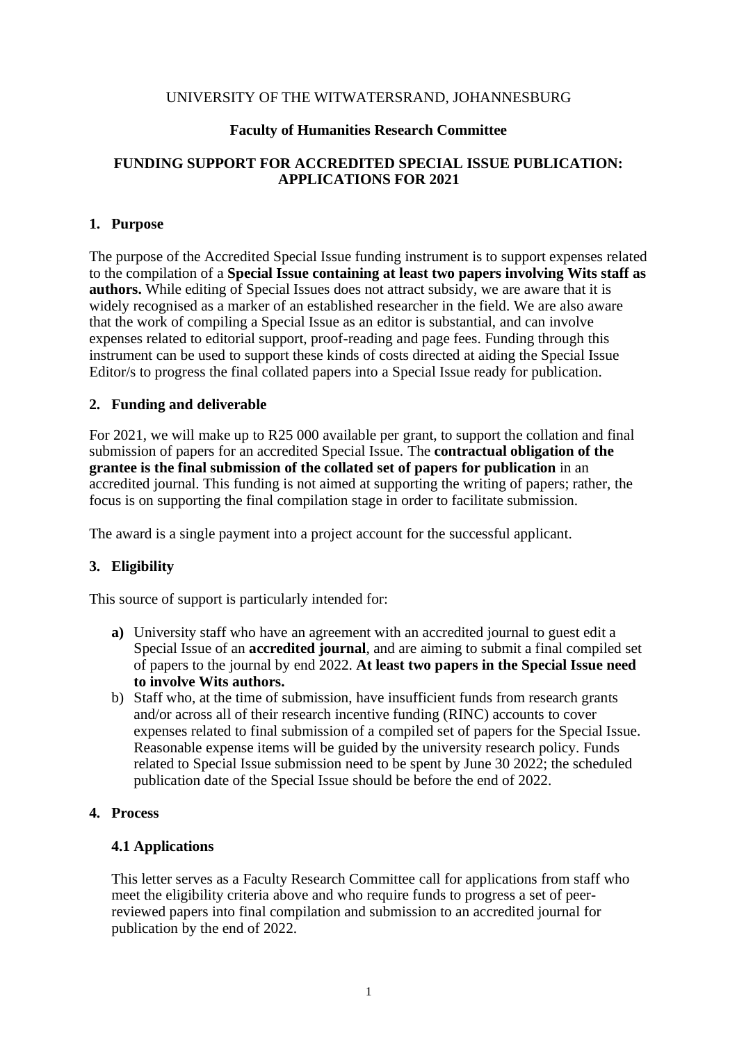UNIVERSITY OF THE WITWATERSRAND, JOHANNESBURG

**Faculty of Humanities Research Committee**

**FUNDING SUPPORT FOR ACCREDITED SPECIAL ISSUE PUBLICATION: APPLICATIONS FOR 2021**

## 1. Purpose

The purpose of the Accredited Special Issue funding instrument is to support expenses related to the compilation of a **Special Issue containing at least two papers involving Wits staff as authors.** While editing of Special Issues does not attract subsidy, we are aware that it is widely recognised as a marker of an established researcher in the field. We are also aware that the work of compiling a Special Issue as an editor is substantial, and can involve expenses related to editorial support, proof-reading and page fees. Funding through this instrument can be used to support these kinds of costs directed at aiding the Special Issue Editor/s to progress the final collated papers into a Special Issue ready for publication.

## 2. Funding and deliverable

For 2021, we will make up to R25 000 available per grant, to support the collation and final submission of papers for an accredited Special Issue. The **contractual obligation of the grantee is the final submission of the collated set of papers for publication** in an accredited journal. This funding is not aimed at supporting the writing of papers; rather, the focus is on supporting the final compilation stage in order to facilitate submission.

The award is a single payment into a project account for the successful applicant.

## 3. Eligibility

This source of support is particularly intended for:

- **a)** University staff who have an agreement with an accredited journal to guest edit a Special Issue of an **accredited journal**, and are aiming to submit a final compiled set of papers to the journal by end 2022. **At least two papers in the Special Issue need to involve Wits authors.**
- b) Staff who, at the time of submission, have insufficient funds from research grants and/or across all of their research incentive funding (RINC) accounts to cover expenses related to final submission of a compiled set of papers for the Special Issue. Reasonable expense items will be guided by the university research policy. Funds related to Special Issue submission need to be spent by June 30 2022; the scheduled publication date of the Special Issue should be before the end of 2022.

## 4. Process

### 4.1 Applications

This letter serves as a Faculty Research Committee call for applications from staff who meet the eligibility criteria above and who require funds to progress a set of peer-reviewed papers into final compilation and submission to an accredited journal for publication by the end of 2022.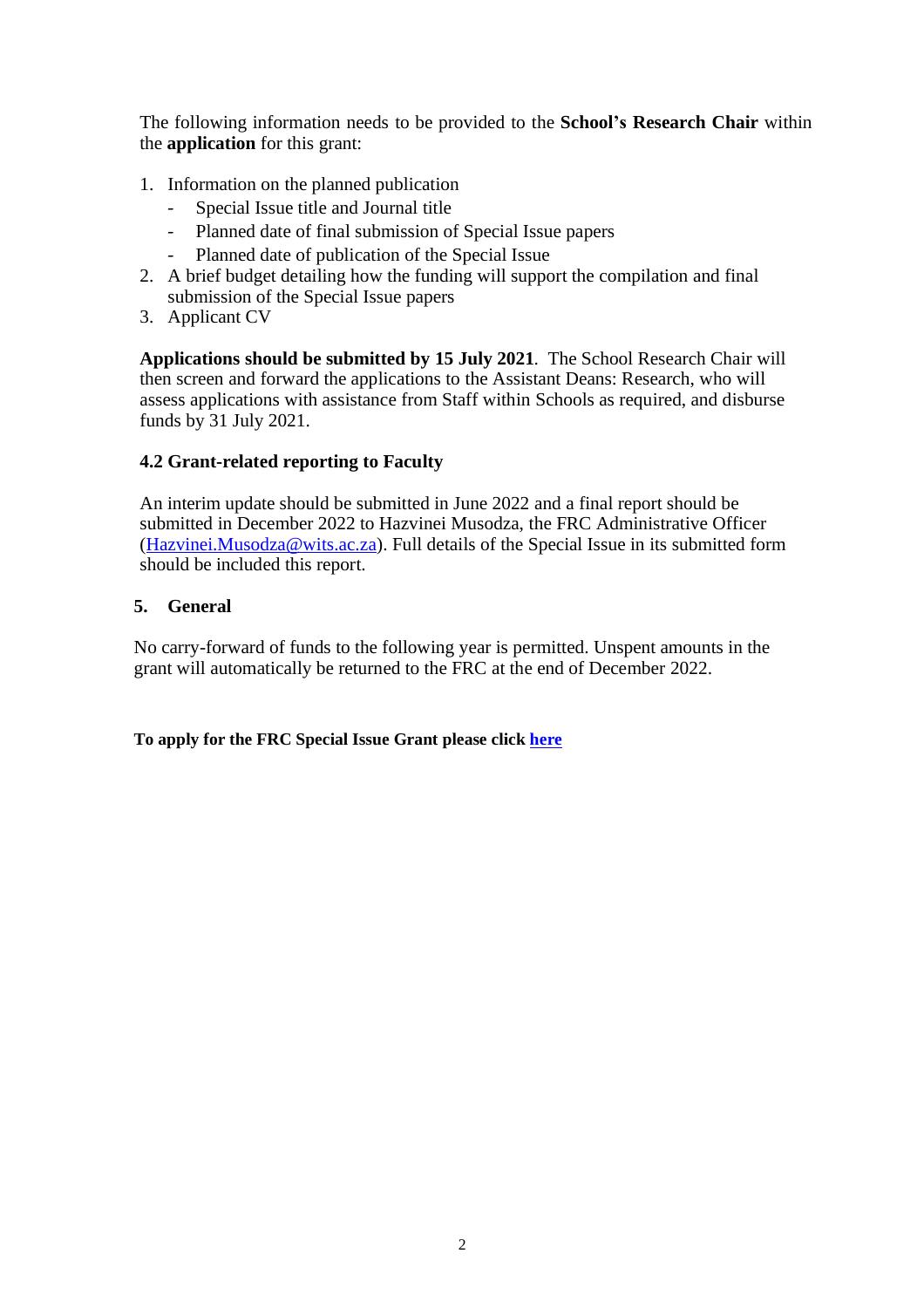The following information needs to be provided to the **School's Research Chair** within the **application** for this grant:

1. Information on the planned publication
   - Special Issue title and Journal title
   - Planned date of final submission of Special Issue papers
   - Planned date of publication of the Special Issue
2. A brief budget detailing how the funding will support the compilation and final submission of the Special Issue papers
3. Applicant CV

**Applications should be submitted by 15 July 2021**. The School Research Chair will then screen and forward the applications to the Assistant Deans: Research, who will assess applications with assistance from Staff within Schools as required, and disburse funds by 31 July 2021.

### 4.2 Grant-related reporting to Faculty

An interim update should be submitted in June 2022 and a final report should be submitted in December 2022 to Hazvinei Musodza, the FRC Administrative Officer (Hazvinei.Musodza@wits.ac.za). Full details of the Special Issue in its submitted form should be included this report.

## 5. General

No carry-forward of funds to the following year is permitted. Unspent amounts in the grant will automatically be returned to the FRC at the end of December 2022.

**To apply for the FRC Special Issue Grant please click here**